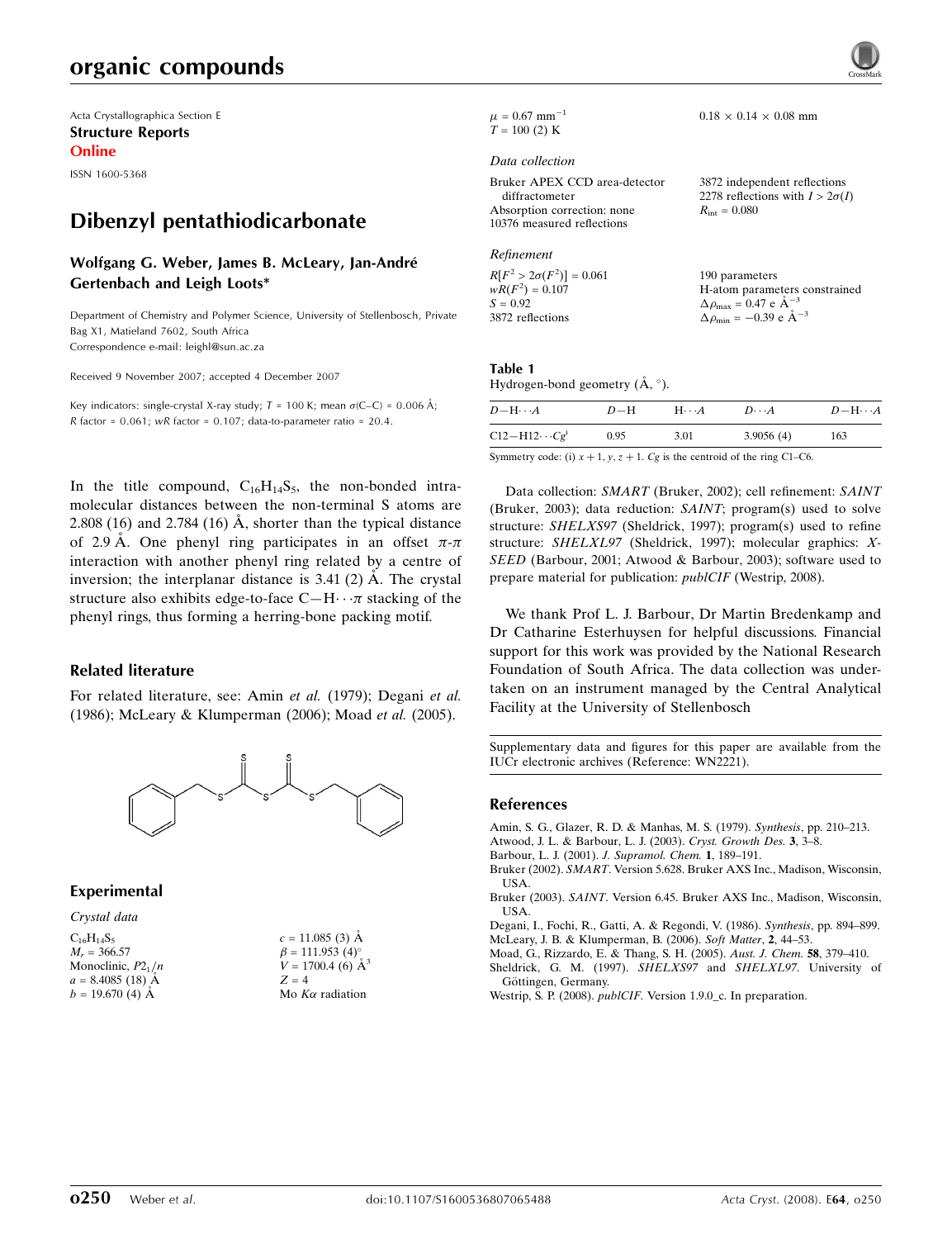Acta Crystallographica Section E

**Structure Reports**

**Online**

ISSN 1600-5368

# Dibenzyl pentathiodicarbonate

**Wolfgang G. Weber, James B. McLeary, Jan-André Gertenbach and Leigh Loots***

Department of Chemistry and Polymer Science, University of Stellenbosch, Private Bag X1, Matieland 7602, South Africa
Correspondence e-mail: leighl@sun.ac.za

Received 9 November 2007; accepted 4 December 2007

Key indicators: single-crystal X-ray study; $T$ = 100 K; mean $\sigma$(C–C) = 0.006 Å; $R$ factor = 0.061; $wR$ factor = 0.107; data-to-parameter ratio = 20.4.

In the title compound, $C_{16}H_{14}S_5$, the non-bonded intramolecular distances between the non-terminal S atoms are 2.808 (16) and 2.784 (16) Å, shorter than the typical distance of 2.9 Å. One phenyl ring participates in an offset $\pi$-$\pi$ interaction with another phenyl ring related by a centre of inversion; the interplanar distance is 3.41 (2) Å. The crystal structure also exhibits edge-to-face C—H$\cdots\pi$ stacking of the phenyl rings, thus forming a herring-bone packing motif.

## Related literature

For related literature, see: Amin *et al.* (1979); Degani *et al.* (1986); McLeary & Klumperman (2006); Moad *et al.* (2005).

## Experimental

*Crystal data*

$C_{16}H_{14}S_5$
$M_r$ = 366.57
Monoclinic, $P2_1/n$
$a$ = 8.4085 (18) Å
$b$ = 19.670 (4) Å
$c$ = 11.085 (3) Å
$\beta$ = 111.953 (4)°
$V$ = 1700.4 (6) Å$^3$
$Z$ = 4
Mo $K\alpha$ radiation
$\mu$ = 0.67 mm$^{-1}$
$T$ = 100 (2) K
0.18 × 0.14 × 0.08 mm

*Data collection*

Bruker APEX CCD area-detector diffractometer
Absorption correction: none
10376 measured reflections
3872 independent reflections
2278 reflections with $I > 2\sigma(I)$
$R_{int}$ = 0.080

*Refinement*

$R[F^2 > 2\sigma(F^2)]$ = 0.061
$wR(F^2)$ = 0.107
$S$ = 0.92
3872 reflections
190 parameters
H-atom parameters constrained
$\Delta\rho_{max}$ = 0.47 e Å$^{-3}$
$\Delta\rho_{min}$ = −0.39 e Å$^{-3}$

**Table 1**
Hydrogen-bond geometry (Å, °).

| $D$—H$\cdots A$ | $D$—H | H$\cdots A$ | $D\cdots A$ | $D$—H$\cdots A$ |
|---|---|---|---|---|
| C12—H12$\cdots Cg^i$ | 0.95 | 3.01 | 3.9056 (4) | 163 |

Symmetry code: (i) $x + 1, y, z + 1$. $Cg$ is the centroid of the ring C1–C6.

Data collection: *SMART* (Bruker, 2002); cell refinement: *SAINT* (Bruker, 2003); data reduction: *SAINT*; program(s) used to solve structure: *SHELXS97* (Sheldrick, 1997); program(s) used to refine structure: *SHELXL97* (Sheldrick, 1997); molecular graphics: *X-SEED* (Barbour, 2001; Atwood & Barbour, 2003); software used to prepare material for publication: *publCIF* (Westrip, 2008).

We thank Prof L. J. Barbour, Dr Martin Bredenkamp and Dr Catharine Esterhuysen for helpful discussions. Financial support for this work was provided by the National Research Foundation of South Africa. The data collection was undertaken on an instrument managed by the Central Analytical Facility at the University of Stellenbosch

Supplementary data and figures for this paper are available from the IUCr electronic archives (Reference: WN2221).

## References

Amin, S. G., Glazer, R. D. & Manhas, M. S. (1979). *Synthesis*, pp. 210–213.
Atwood, J. L. & Barbour, L. J. (2003). *Cryst. Growth Des.* **3**, 3–8.
Barbour, L. J. (2001). *J. Supramol. Chem.* **1**, 189–191.
Bruker (2002). *SMART*. Version 5.628. Bruker AXS Inc., Madison, Wisconsin, USA.
Bruker (2003). *SAINT*. Version 6.45. Bruker AXS Inc., Madison, Wisconsin, USA.
Degani, I., Fochi, R., Gatti, A. & Regondi, V. (1986). *Synthesis*, pp. 894–899.
McLeary, J. B. & Klumperman, B. (2006). *Soft Matter*, **2**, 44–53.
Moad, G., Rizzardo, E. & Thang, S. H. (2005). *Aust. J. Chem.* **58**, 379–410.
Sheldrick, G. M. (1997). *SHELXS97* and *SHELXL97*. University of Göttingen, Germany.
Westrip, S. P. (2008). *publCIF*. Version 1.9.0_c. In preparation.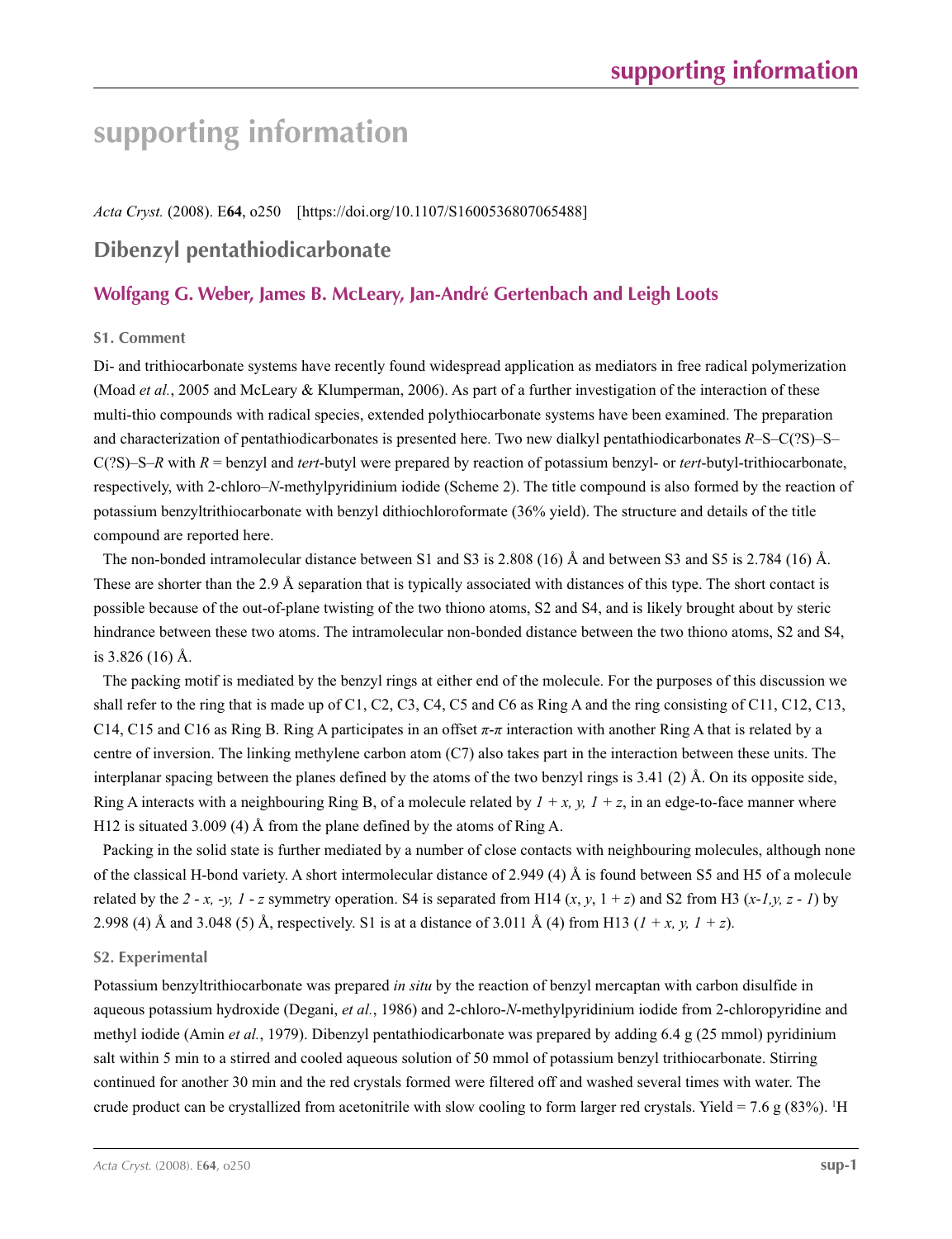# supporting information

*Acta Cryst.* (2008). E**64**, o250 [https://doi.org/10.1107/S1600536807065488]

## Dibenzyl pentathiodicarbonate

### Wolfgang G. Weber, James B. McLeary, Jan-André Gertenbach and Leigh Loots

#### S1. Comment

Di- and trithiocarbonate systems have recently found widespread application as mediators in free radical polymerization (Moad *et al.*, 2005 and McLeary & Klumperman, 2006). As part of a further investigation of the interaction of these multi-thio compounds with radical species, extended polythiocarbonate systems have been examined. The preparation and characterization of pentathiodicarbonates is presented here. Two new dialkyl pentathiodicarbonates *R*–S–C(?S)–S–C(?S)–S–*R* with *R* = benzyl and *tert*-butyl were prepared by reaction of potassium benzyl- or *tert*-butyl-trithiocarbonate, respectively, with 2-chloro–*N*-methylpyridinium iodide (Scheme 2). The title compound is also formed by the reaction of potassium benzyltrithiocarbonate with benzyl dithiochloroformate (36% yield). The structure and details of the title compound are reported here.

The non-bonded intramolecular distance between S1 and S3 is 2.808 (16) Å and between S3 and S5 is 2.784 (16) Å. These are shorter than the 2.9 Å separation that is typically associated with distances of this type. The short contact is possible because of the out-of-plane twisting of the two thiono atoms, S2 and S4, and is likely brought about by steric hindrance between these two atoms. The intramolecular non-bonded distance between the two thiono atoms, S2 and S4, is 3.826 (16) Å.

The packing motif is mediated by the benzyl rings at either end of the molecule. For the purposes of this discussion we shall refer to the ring that is made up of C1, C2, C3, C4, C5 and C6 as Ring A and the ring consisting of C11, C12, C13, C14, C15 and C16 as Ring B. Ring A participates in an offset *π*-*π* interaction with another Ring A that is related by a centre of inversion. The linking methylene carbon atom (C7) also takes part in the interaction between these units. The interplanar spacing between the planes defined by the atoms of the two benzyl rings is 3.41 (2) Å. On its opposite side, Ring A interacts with a neighbouring Ring B, of a molecule related by *1 + x, y, 1 + z*, in an edge-to-face manner where H12 is situated 3.009 (4) Å from the plane defined by the atoms of Ring A.

Packing in the solid state is further mediated by a number of close contacts with neighbouring molecules, although none of the classical H-bond variety. A short intermolecular distance of 2.949 (4) Å is found between S5 and H5 of a molecule related by the *2 - x, -y, 1 - z* symmetry operation. S4 is separated from H14 (*x*, *y*, 1 + *z*) and S2 from H3 (*x-1,y, z - 1*) by 2.998 (4) Å and 3.048 (5) Å, respectively. S1 is at a distance of 3.011 Å (4) from H13 (*1 + x, y, 1 + z*).

#### S2. Experimental

Potassium benzyltrithiocarbonate was prepared *in situ* by the reaction of benzyl mercaptan with carbon disulfide in aqueous potassium hydroxide (Degani, *et al.*, 1986) and 2-chloro-*N*-methylpyridinium iodide from 2-chloropyridine and methyl iodide (Amin *et al.*, 1979). Dibenzyl pentathiodicarbonate was prepared by adding 6.4 g (25 mmol) pyridinium salt within 5 min to a stirred and cooled aqueous solution of 50 mmol of potassium benzyl trithiocarbonate. Stirring continued for another 30 min and the red crystals formed were filtered off and washed several times with water. The crude product can be crystallized from acetonitrile with slow cooling to form larger red crystals. Yield = 7.6 g (83%). $^{1}$H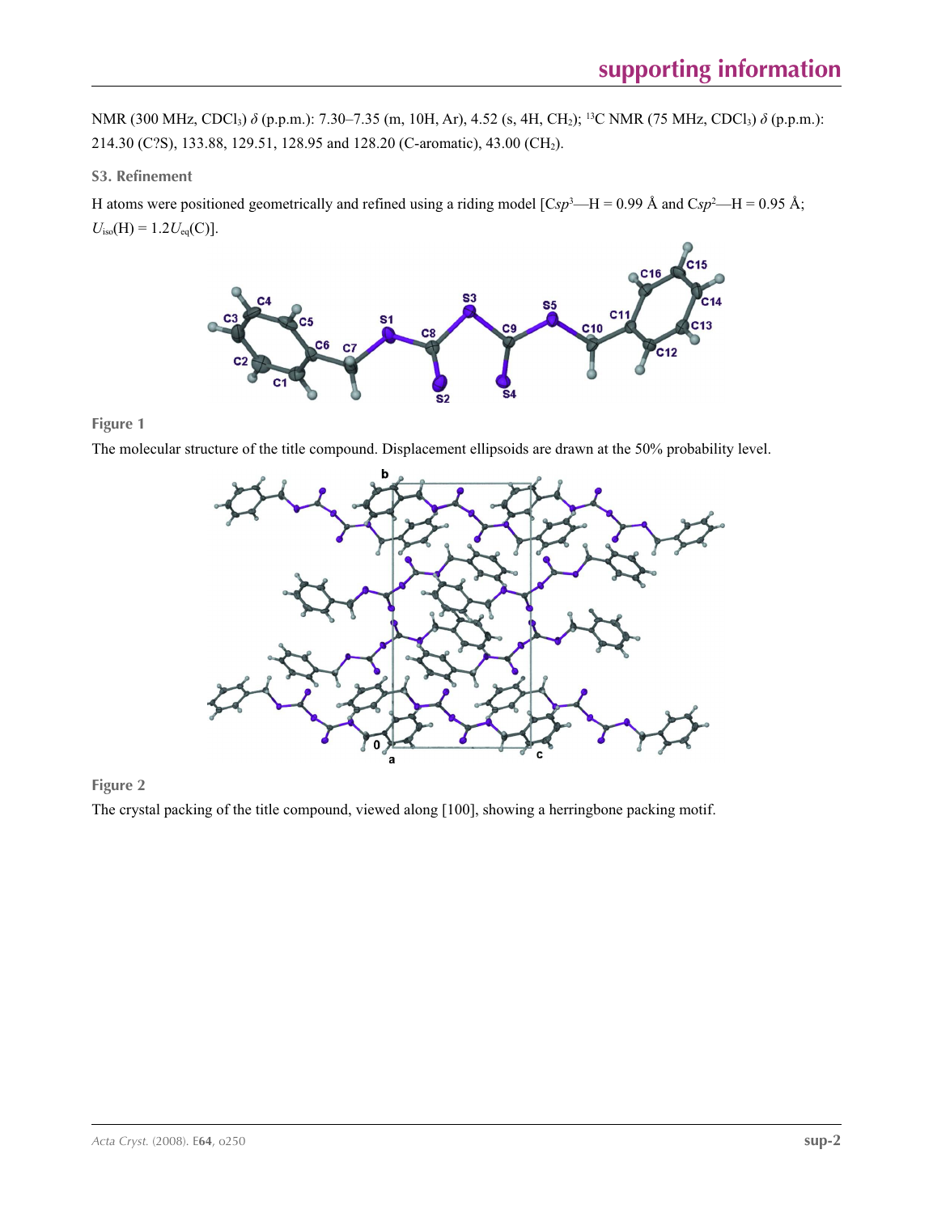NMR (300 MHz, $CDCl_3$) $\delta$ (p.p.m.): 7.30–7.35 (m, 10H, Ar), 4.52 (s, 4H, $CH_2$); $^{13}C$ NMR (75 MHz, $CDCl_3$) $\delta$ (p.p.m.): 214.30 (C?S), 133.88, 129.51, 128.95 and 128.20 (C-aromatic), 43.00 ($CH_2$).

### S3. Refinement

H atoms were positioned geometrically and refined using a riding model [C$sp^3$—H = 0.99 Å and C$sp^2$—H = 0.95 Å; $U_{iso}$(H) = 1.2$U_{eq}$(C)].

**Figure 1**

The molecular structure of the title compound. Displacement ellipsoids are drawn at the 50% probability level.

**Figure 2**

The crystal packing of the title compound, viewed along [100], showing a herringbone packing motif.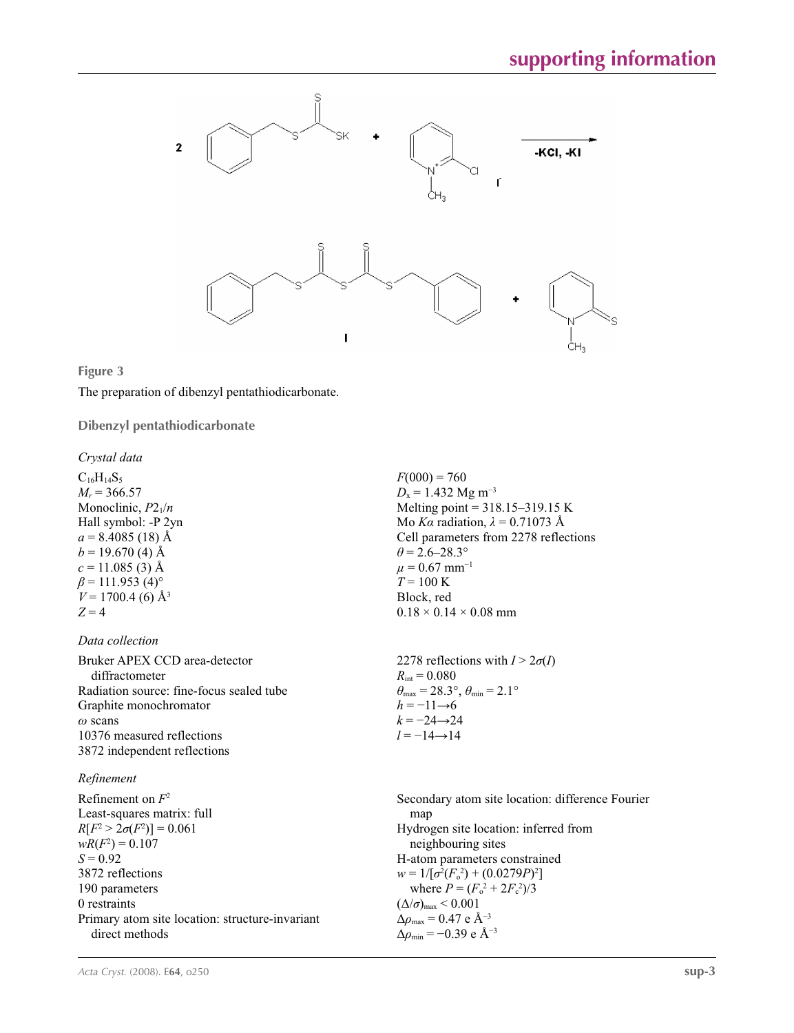**Figure 3**

The preparation of dibenzyl pentathiodicarbonate.

## Dibenzyl pentathiodicarbonate

### *Crystal data*

$C_{16}H_{14}S_5$
$M_r = 366.57$
Monoclinic, $P2_1/n$
Hall symbol: -P 2yn
$a = 8.4085\ (18)$ Å
$b = 19.670\ (4)$ Å
$c = 11.085\ (3)$ Å
$\beta = 111.953\ (4)°$
$V = 1700.4\ (6)$ Å$^3$
$Z = 4$
$F(000) = 760$
$D_x = 1.432$ Mg m$^{-3}$
Melting point = 318.15–319.15 K
Mo $K\alpha$ radiation, $\lambda = 0.71073$ Å
Cell parameters from 2278 reflections
$\theta = 2.6$–$28.3°$
$\mu = 0.67$ mm$^{-1}$
$T = 100$ K
Block, red
$0.18 \times 0.14 \times 0.08$ mm

### *Data collection*

Bruker APEX CCD area-detector diffractometer
Radiation source: fine-focus sealed tube
Graphite monochromator
$\omega$ scans
10376 measured reflections
3872 independent reflections
2278 reflections with $I > 2\sigma(I)$
$R_{int} = 0.080$
$\theta_{max} = 28.3°$, $\theta_{min} = 2.1°$
$h = -11 \rightarrow 6$
$k = -24 \rightarrow 24$
$l = -14 \rightarrow 14$

### *Refinement*

Refinement on $F^2$
Least-squares matrix: full
$R[F^2 > 2\sigma(F^2)] = 0.061$
$wR(F^2) = 0.107$
$S = 0.92$
3872 reflections
190 parameters
0 restraints
Primary atom site location: structure-invariant direct methods
Secondary atom site location: difference Fourier map
Hydrogen site location: inferred from neighbouring sites
H-atom parameters constrained
$w = 1/[\sigma^2(F_o^2) + (0.0279P)^2]$
where $P = (F_o^2 + 2F_c^2)/3$
$(\Delta/\sigma)_{max} < 0.001$
$\Delta\rho_{max} = 0.47$ e Å$^{-3}$
$\Delta\rho_{min} = -0.39$ e Å$^{-3}$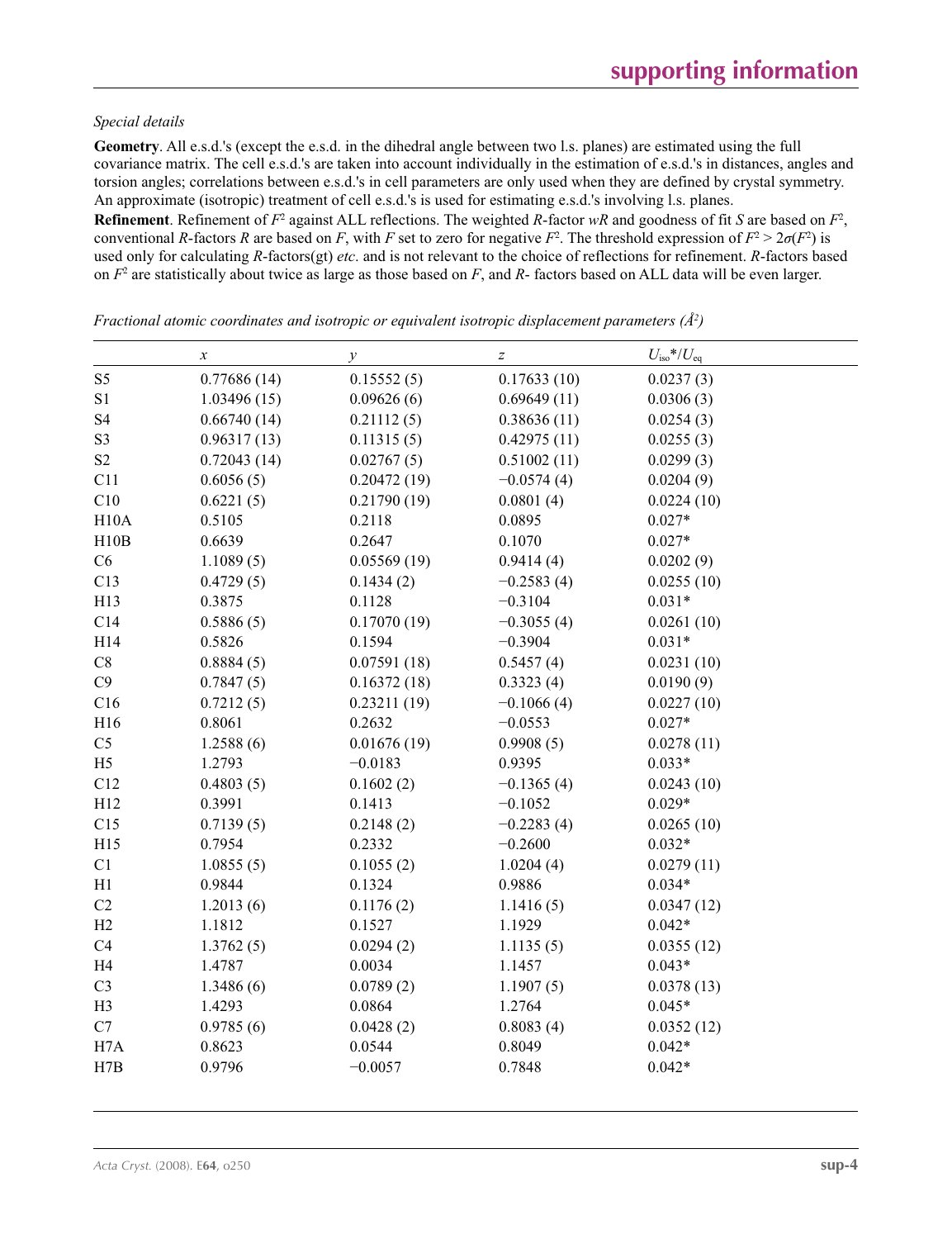*Special details*

**Geometry**. All e.s.d.'s (except the e.s.d. in the dihedral angle between two l.s. planes) are estimated using the full covariance matrix. The cell e.s.d.'s are taken into account individually in the estimation of e.s.d.'s in distances, angles and torsion angles; correlations between e.s.d.'s in cell parameters are only used when they are defined by crystal symmetry. An approximate (isotropic) treatment of cell e.s.d.'s is used for estimating e.s.d.'s involving l.s. planes.

**Refinement**. Refinement of $F^2$ against ALL reflections. The weighted $R$-factor $wR$ and goodness of fit $S$ are based on $F^2$, conventional $R$-factors $R$ are based on $F$, with $F$ set to zero for negative $F^2$. The threshold expression of $F^2 > 2\sigma(F^2)$ is used only for calculating $R$-factors(gt) *etc*. and is not relevant to the choice of reflections for refinement. $R$-factors based on $F^2$ are statistically about twice as large as those based on $F$, and $R$- factors based on ALL data will be even larger.

*Fractional atomic coordinates and isotropic or equivalent isotropic displacement parameters (Å$^2$)*

| | $x$ | $y$ | $z$ | $U_{iso}$*/$U_{eq}$ |
|---|---|---|---|---|
| S5 | 0.77686 (14) | 0.15552 (5) | 0.17633 (10) | 0.0237 (3) |
| S1 | 1.03496 (15) | 0.09626 (6) | 0.69649 (11) | 0.0306 (3) |
| S4 | 0.66740 (14) | 0.21112 (5) | 0.38636 (11) | 0.0254 (3) |
| S3 | 0.96317 (13) | 0.11315 (5) | 0.42975 (11) | 0.0255 (3) |
| S2 | 0.72043 (14) | 0.02767 (5) | 0.51002 (11) | 0.0299 (3) |
| C11 | 0.6056 (5) | 0.20472 (19) | −0.0574 (4) | 0.0204 (9) |
| C10 | 0.6221 (5) | 0.21790 (19) | 0.0801 (4) | 0.0224 (10) |
| H10A | 0.5105 | 0.2118 | 0.0895 | 0.027* |
| H10B | 0.6639 | 0.2647 | 0.1070 | 0.027* |
| C6 | 1.1089 (5) | 0.05569 (19) | 0.9414 (4) | 0.0202 (9) |
| C13 | 0.4729 (5) | 0.1434 (2) | −0.2583 (4) | 0.0255 (10) |
| H13 | 0.3875 | 0.1128 | −0.3104 | 0.031* |
| C14 | 0.5886 (5) | 0.17070 (19) | −0.3055 (4) | 0.0261 (10) |
| H14 | 0.5826 | 0.1594 | −0.3904 | 0.031* |
| C8 | 0.8884 (5) | 0.07591 (18) | 0.5457 (4) | 0.0231 (10) |
| C9 | 0.7847 (5) | 0.16372 (18) | 0.3323 (4) | 0.0190 (9) |
| C16 | 0.7212 (5) | 0.23211 (19) | −0.1066 (4) | 0.0227 (10) |
| H16 | 0.8061 | 0.2632 | −0.0553 | 0.027* |
| C5 | 1.2588 (6) | 0.01676 (19) | 0.9908 (5) | 0.0278 (11) |
| H5 | 1.2793 | −0.0183 | 0.9395 | 0.033* |
| C12 | 0.4803 (5) | 0.1602 (2) | −0.1365 (4) | 0.0243 (10) |
| H12 | 0.3991 | 0.1413 | −0.1052 | 0.029* |
| C15 | 0.7139 (5) | 0.2148 (2) | −0.2283 (4) | 0.0265 (10) |
| H15 | 0.7954 | 0.2332 | −0.2600 | 0.032* |
| C1 | 1.0855 (5) | 0.1055 (2) | 1.0204 (4) | 0.0279 (11) |
| H1 | 0.9844 | 0.1324 | 0.9886 | 0.034* |
| C2 | 1.2013 (6) | 0.1176 (2) | 1.1416 (5) | 0.0347 (12) |
| H2 | 1.1812 | 0.1527 | 1.1929 | 0.042* |
| C4 | 1.3762 (5) | 0.0294 (2) | 1.1135 (5) | 0.0355 (12) |
| H4 | 1.4787 | 0.0034 | 1.1457 | 0.043* |
| C3 | 1.3486 (6) | 0.0789 (2) | 1.1907 (5) | 0.0378 (13) |
| H3 | 1.4293 | 0.0864 | 1.2764 | 0.045* |
| C7 | 0.9785 (6) | 0.0428 (2) | 0.8083 (4) | 0.0352 (12) |
| H7A | 0.8623 | 0.0544 | 0.8049 | 0.042* |
| H7B | 0.9796 | −0.0057 | 0.7848 | 0.042* |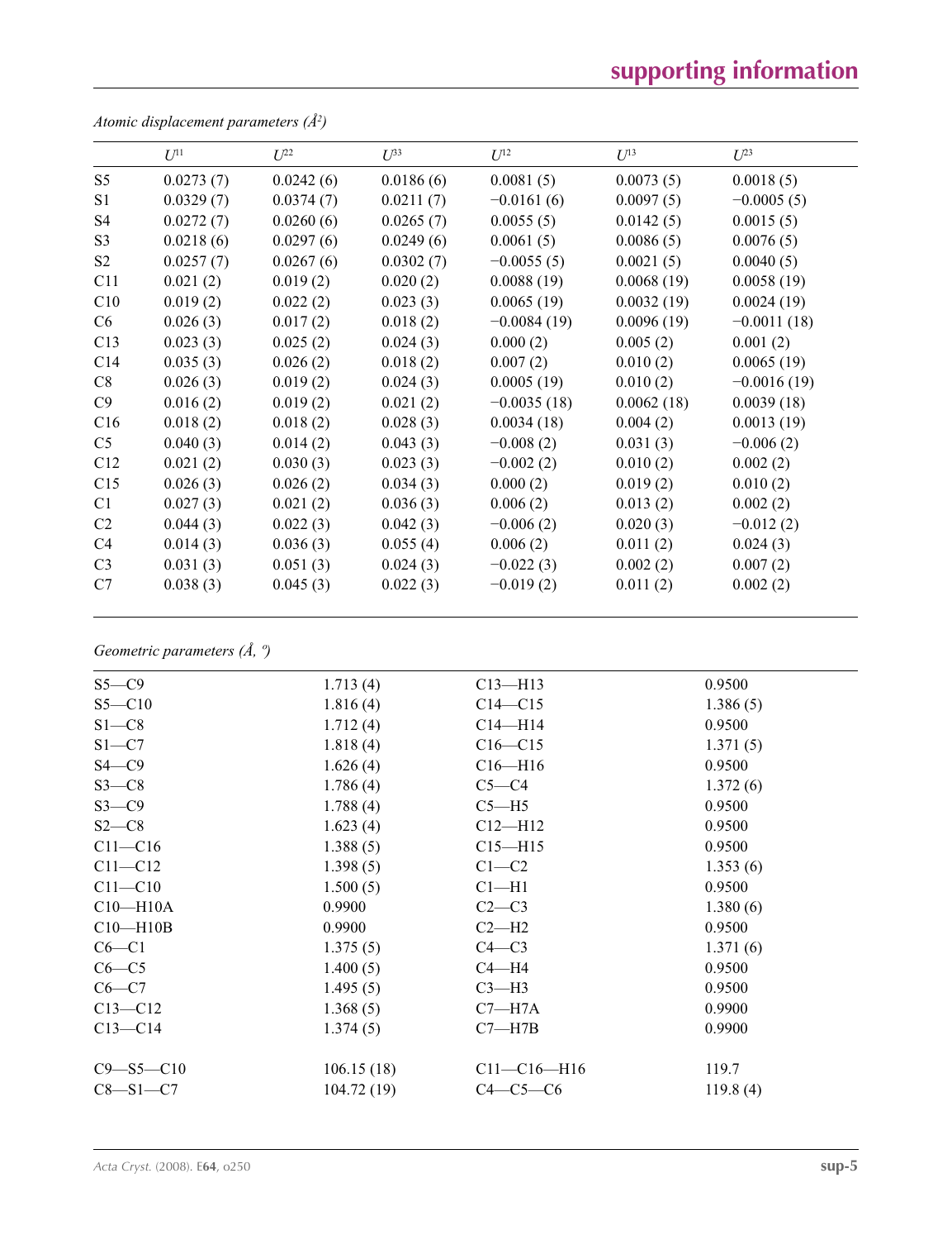*Atomic displacement parameters (Å$^2$)*

| | $U^{11}$ | $U^{22}$ | $U^{33}$ | $U^{12}$ | $U^{13}$ | $U^{23}$ |
|---|---|---|---|---|---|---|
| S5 | 0.0273 (7) | 0.0242 (6) | 0.0186 (6) | 0.0081 (5) | 0.0073 (5) | 0.0018 (5) |
| S1 | 0.0329 (7) | 0.0374 (7) | 0.0211 (7) | −0.0161 (6) | 0.0097 (5) | −0.0005 (5) |
| S4 | 0.0272 (7) | 0.0260 (6) | 0.0265 (7) | 0.0055 (5) | 0.0142 (5) | 0.0015 (5) |
| S3 | 0.0218 (6) | 0.0297 (6) | 0.0249 (6) | 0.0061 (5) | 0.0086 (5) | 0.0076 (5) |
| S2 | 0.0257 (7) | 0.0267 (6) | 0.0302 (7) | −0.0055 (5) | 0.0021 (5) | 0.0040 (5) |
| C11 | 0.021 (2) | 0.019 (2) | 0.020 (2) | 0.0088 (19) | 0.0068 (19) | 0.0058 (19) |
| C10 | 0.019 (2) | 0.022 (2) | 0.023 (3) | 0.0065 (19) | 0.0032 (19) | 0.0024 (19) |
| C6 | 0.026 (3) | 0.017 (2) | 0.018 (2) | −0.0084 (19) | 0.0096 (19) | −0.0011 (18) |
| C13 | 0.023 (3) | 0.025 (2) | 0.024 (3) | 0.000 (2) | 0.005 (2) | 0.001 (2) |
| C14 | 0.035 (3) | 0.026 (2) | 0.018 (2) | 0.007 (2) | 0.010 (2) | 0.0065 (19) |
| C8 | 0.026 (3) | 0.019 (2) | 0.024 (3) | 0.0005 (19) | 0.010 (2) | −0.0016 (19) |
| C9 | 0.016 (2) | 0.019 (2) | 0.021 (2) | −0.0035 (18) | 0.0062 (18) | 0.0039 (18) |
| C16 | 0.018 (2) | 0.018 (2) | 0.028 (3) | 0.0034 (18) | 0.004 (2) | 0.0013 (19) |
| C5 | 0.040 (3) | 0.014 (2) | 0.043 (3) | −0.008 (2) | 0.031 (3) | −0.006 (2) |
| C12 | 0.021 (2) | 0.030 (3) | 0.023 (3) | −0.002 (2) | 0.010 (2) | 0.002 (2) |
| C15 | 0.026 (3) | 0.026 (2) | 0.034 (3) | 0.000 (2) | 0.019 (2) | 0.010 (2) |
| C1 | 0.027 (3) | 0.021 (2) | 0.036 (3) | 0.006 (2) | 0.013 (2) | 0.002 (2) |
| C2 | 0.044 (3) | 0.022 (3) | 0.042 (3) | −0.006 (2) | 0.020 (3) | −0.012 (2) |
| C4 | 0.014 (3) | 0.036 (3) | 0.055 (4) | 0.006 (2) | 0.011 (2) | 0.024 (3) |
| C3 | 0.031 (3) | 0.051 (3) | 0.024 (3) | −0.022 (3) | 0.002 (2) | 0.007 (2) |
| C7 | 0.038 (3) | 0.045 (3) | 0.022 (3) | −0.019 (2) | 0.011 (2) | 0.002 (2) |

*Geometric parameters (Å, º)*

| | | | |
|---|---|---|---|
| S5—C9 | 1.713 (4) | C13—H13 | 0.9500 |
| S5—C10 | 1.816 (4) | C14—C15 | 1.386 (5) |
| S1—C8 | 1.712 (4) | C14—H14 | 0.9500 |
| S1—C7 | 1.818 (4) | C16—C15 | 1.371 (5) |
| S4—C9 | 1.626 (4) | C16—H16 | 0.9500 |
| S3—C8 | 1.786 (4) | C5—C4 | 1.372 (6) |
| S3—C9 | 1.788 (4) | C5—H5 | 0.9500 |
| S2—C8 | 1.623 (4) | C12—H12 | 0.9500 |
| C11—C16 | 1.388 (5) | C15—H15 | 0.9500 |
| C11—C12 | 1.398 (5) | C1—C2 | 1.353 (6) |
| C11—C10 | 1.500 (5) | C1—H1 | 0.9500 |
| C10—H10A | 0.9900 | C2—C3 | 1.380 (6) |
| C10—H10B | 0.9900 | C2—H2 | 0.9500 |
| C6—C1 | 1.375 (5) | C4—C3 | 1.371 (6) |
| C6—C5 | 1.400 (5) | C4—H4 | 0.9500 |
| C6—C7 | 1.495 (5) | C3—H3 | 0.9500 |
| C13—C12 | 1.368 (5) | C7—H7A | 0.9900 |
| C13—C14 | 1.374 (5) | C7—H7B | 0.9900 |
| | | | |
| C9—S5—C10 | 106.15 (18) | C11—C16—H16 | 119.7 |
| C8—S1—C7 | 104.72 (19) | C4—C5—C6 | 119.8 (4) |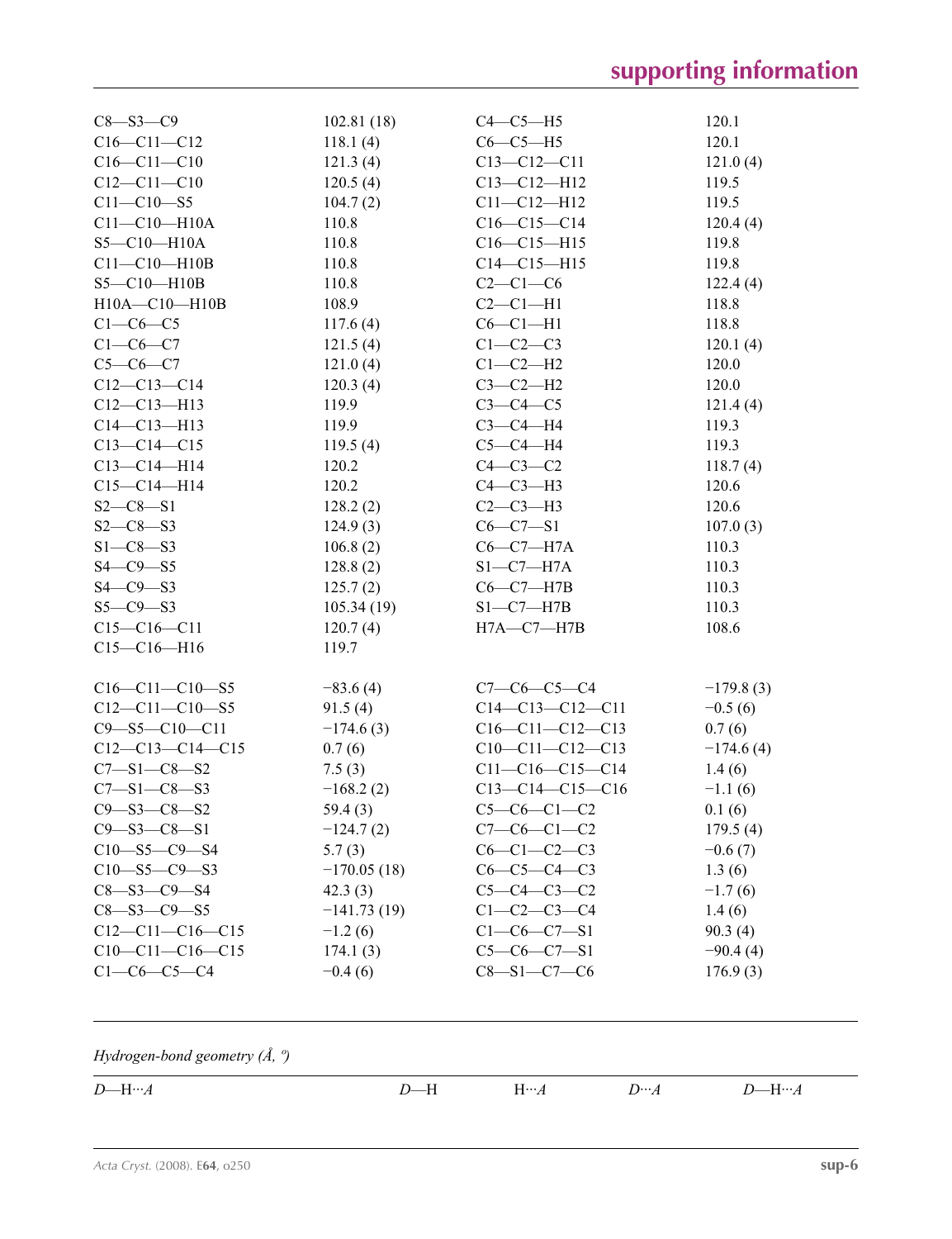| | | | |
|---|---|---|---|
| C8—S3—C9 | 102.81 (18) | C4—C5—H5 | 120.1 |
| C16—C11—C12 | 118.1 (4) | C6—C5—H5 | 120.1 |
| C16—C11—C10 | 121.3 (4) | C13—C12—C11 | 121.0 (4) |
| C12—C11—C10 | 120.5 (4) | C13—C12—H12 | 119.5 |
| C11—C10—S5 | 104.7 (2) | C11—C12—H12 | 119.5 |
| C11—C10—H10A | 110.8 | C16—C15—C14 | 120.4 (4) |
| S5—C10—H10A | 110.8 | C16—C15—H15 | 119.8 |
| C11—C10—H10B | 110.8 | C14—C15—H15 | 119.8 |
| S5—C10—H10B | 110.8 | C2—C1—C6 | 122.4 (4) |
| H10A—C10—H10B | 108.9 | C2—C1—H1 | 118.8 |
| C1—C6—C5 | 117.6 (4) | C6—C1—H1 | 118.8 |
| C1—C6—C7 | 121.5 (4) | C1—C2—C3 | 120.1 (4) |
| C5—C6—C7 | 121.0 (4) | C1—C2—H2 | 120.0 |
| C12—C13—C14 | 120.3 (4) | C3—C2—H2 | 120.0 |
| C12—C13—H13 | 119.9 | C3—C4—C5 | 121.4 (4) |
| C14—C13—H13 | 119.9 | C3—C4—H4 | 119.3 |
| C13—C14—C15 | 119.5 (4) | C5—C4—H4 | 119.3 |
| C13—C14—H14 | 120.2 | C4—C3—C2 | 118.7 (4) |
| C15—C14—H14 | 120.2 | C4—C3—H3 | 120.6 |
| S2—C8—S1 | 128.2 (2) | C2—C3—H3 | 120.6 |
| S2—C8—S3 | 124.9 (3) | C6—C7—S1 | 107.0 (3) |
| S1—C8—S3 | 106.8 (2) | C6—C7—H7A | 110.3 |
| S4—C9—S5 | 128.8 (2) | S1—C7—H7A | 110.3 |
| S4—C9—S3 | 125.7 (2) | C6—C7—H7B | 110.3 |
| S5—C9—S3 | 105.34 (19) | S1—C7—H7B | 110.3 |
| C15—C16—C11 | 120.7 (4) | H7A—C7—H7B | 108.6 |
| C15—C16—H16 | 119.7 | | |

| | | | |
|---|---|---|---|
| C16—C11—C10—S5 | −83.6 (4) | C7—C6—C5—C4 | −179.8 (3) |
| C12—C11—C10—S5 | 91.5 (4) | C14—C13—C12—C11 | −0.5 (6) |
| C9—S5—C10—C11 | −174.6 (3) | C16—C11—C12—C13 | 0.7 (6) |
| C12—C13—C14—C15 | 0.7 (6) | C10—C11—C12—C13 | −174.6 (4) |
| C7—S1—C8—S2 | 7.5 (3) | C11—C16—C15—C14 | 1.4 (6) |
| C7—S1—C8—S3 | −168.2 (2) | C13—C14—C15—C16 | −1.1 (6) |
| C9—S3—C8—S2 | 59.4 (3) | C5—C6—C1—C2 | 0.1 (6) |
| C9—S3—C8—S1 | −124.7 (2) | C7—C6—C1—C2 | 179.5 (4) |
| C10—S5—C9—S4 | 5.7 (3) | C6—C1—C2—C3 | −0.6 (7) |
| C10—S5—C9—S3 | −170.05 (18) | C6—C5—C4—C3 | 1.3 (6) |
| C8—S3—C9—S4 | 42.3 (3) | C5—C4—C3—C2 | −1.7 (6) |
| C8—S3—C9—S5 | −141.73 (19) | C1—C2—C3—C4 | 1.4 (6) |
| C12—C11—C16—C15 | −1.2 (6) | C1—C6—C7—S1 | 90.3 (4) |
| C10—C11—C16—C15 | 174.1 (3) | C5—C6—C7—S1 | −90.4 (4) |
| C1—C6—C5—C4 | −0.4 (6) | C8—S1—C7—C6 | 176.9 (3) |

*Hydrogen-bond geometry (Å, º)*

| *D*—H···*A* | *D*—H | H···*A* | *D*···*A* | *D*—H···*A* |
|---|---|---|---|---|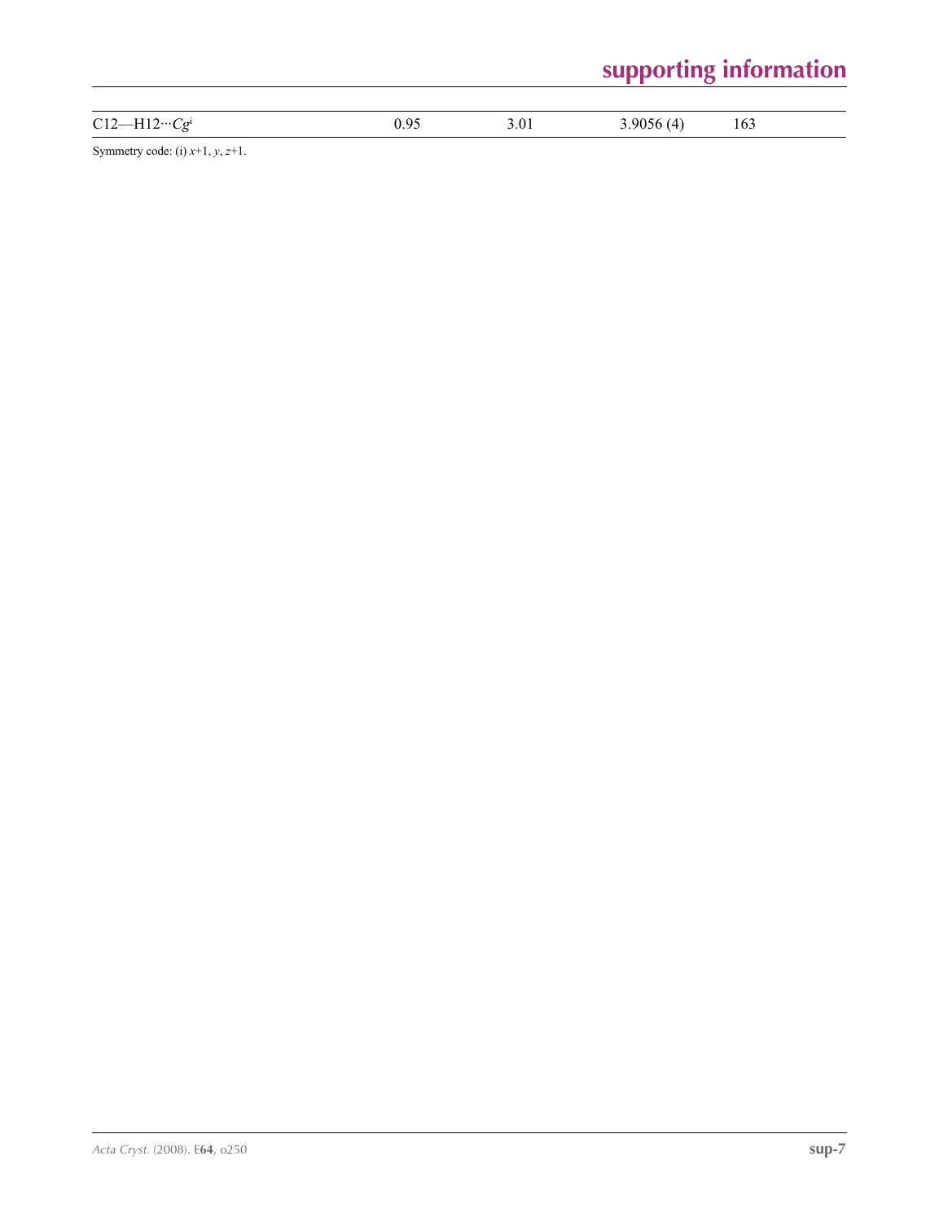| | | | | |
|---|---|---|---|---|
| C12—H12···*Cg*[i] | 0.95 | 3.01 | 3.9056 (4) | 163 |

Symmetry code: (i) $x+1$, $y$, $z+1$.